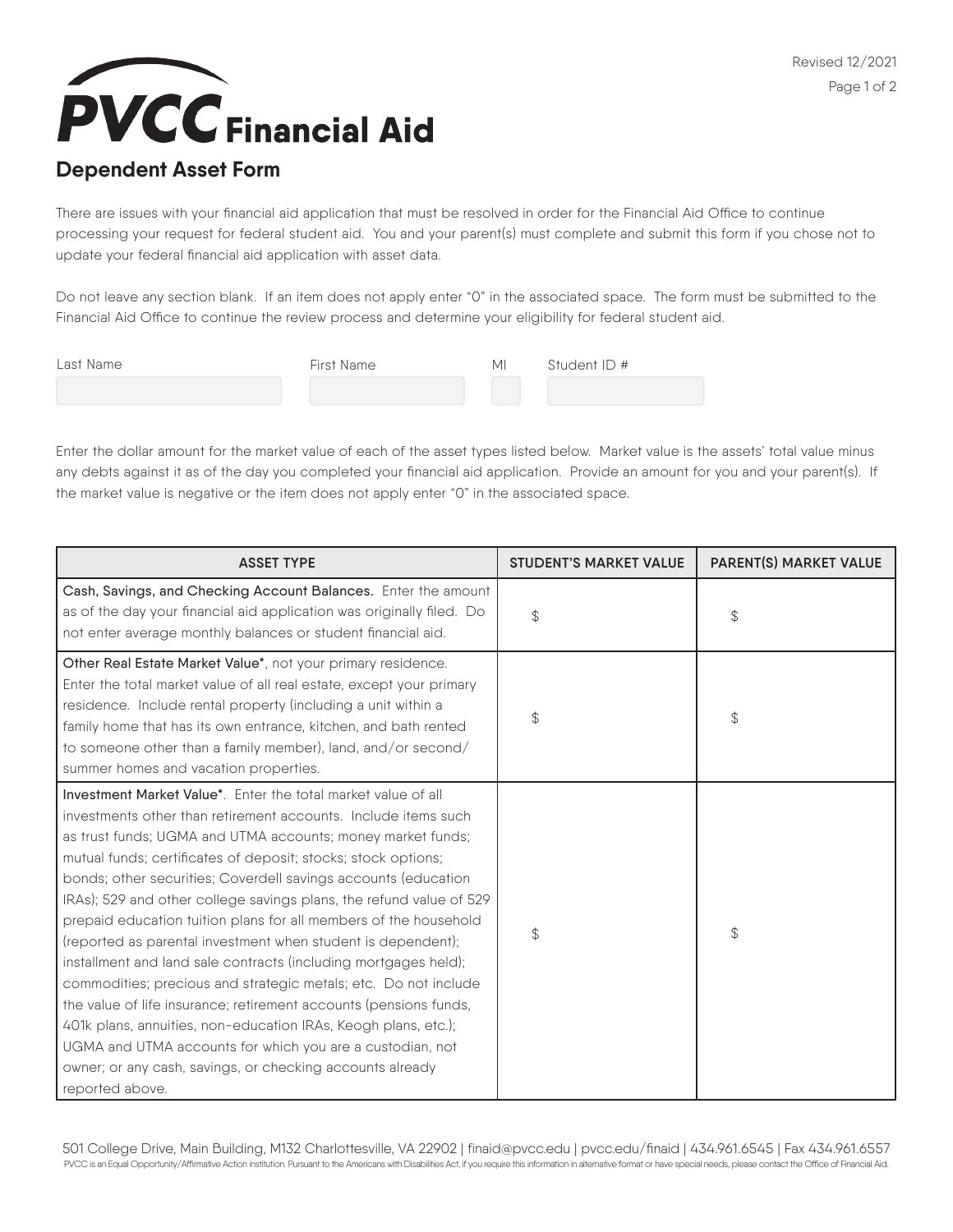# PVCC Financial Aid

## Dependent Asset Form

There are issues with your financial aid application that must be resolved in order for the Financial Aid Office to continue processing your request for federal student aid. You and your parent(s) must complete and submit this form if you chose not to update your federal financial aid application with asset data.

Do not leave any section blank. If an item does not apply enter "0" in the associated space. The form must be submitted to the Financial Aid Office to continue the review process and determine your eligibility for federal student aid.

| Last Name | First Name | MI | Student ID # |
|---|---|---|---|
| | | | |

Enter the dollar amount for the market value of each of the asset types listed below. Market value is the assets' total value minus any debts against it as of the day you completed your financial aid application. Provide an amount for you and your parent(s). If the market value is negative or the item does not apply enter "0" in the associated space.

| ASSET TYPE | STUDENT'S MARKET VALUE | PARENT(S) MARKET VALUE |
|---|---|---|
| **Cash, Savings, and Checking Account Balances.** Enter the amount as of the day your financial aid application was originally filed. Do not enter average monthly balances or student financial aid. | $ | $ |
| **Other Real Estate Market Value***, not your primary residence. Enter the total market value of all real estate, except your primary residence. Include rental property (including a unit within a family home that has its own entrance, kitchen, and bath rented to someone other than a family member), land, and/or second/summer homes and vacation properties. | $ | $ |
| **Investment Market Value***. Enter the total market value of all investments other than retirement accounts. Include items such as trust funds; UGMA and UTMA accounts; money market funds; mutual funds; certificates of deposit; stocks; stock options; bonds; other securities; Coverdell savings accounts (education IRAs); 529 and other college savings plans, the refund value of 529 prepaid education tuition plans for all members of the household (reported as parental investment when student is dependent); installment and land sale contracts (including mortgages held); commodities; precious and strategic metals; etc. Do not include the value of life insurance; retirement accounts (pensions funds, 401k plans, annuities, non-education IRAs, Keogh plans, etc.); UGMA and UTMA accounts for which you are a custodian, not owner; or any cash, savings, or checking accounts already reported above. | $ | $ |

501 College Drive, Main Building, M132 Charlottesville, VA 22902 | finaid@pvcc.edu | pvcc.edu/finaid | 434.961.6545 | Fax 434.961.6557

PVCC is an Equal Opportunity/Affirmative Action institution. Pursuant to the Americans with Disabilities Act, if you require this information in alternative format or have special needs, please contact the Office of Financial Aid.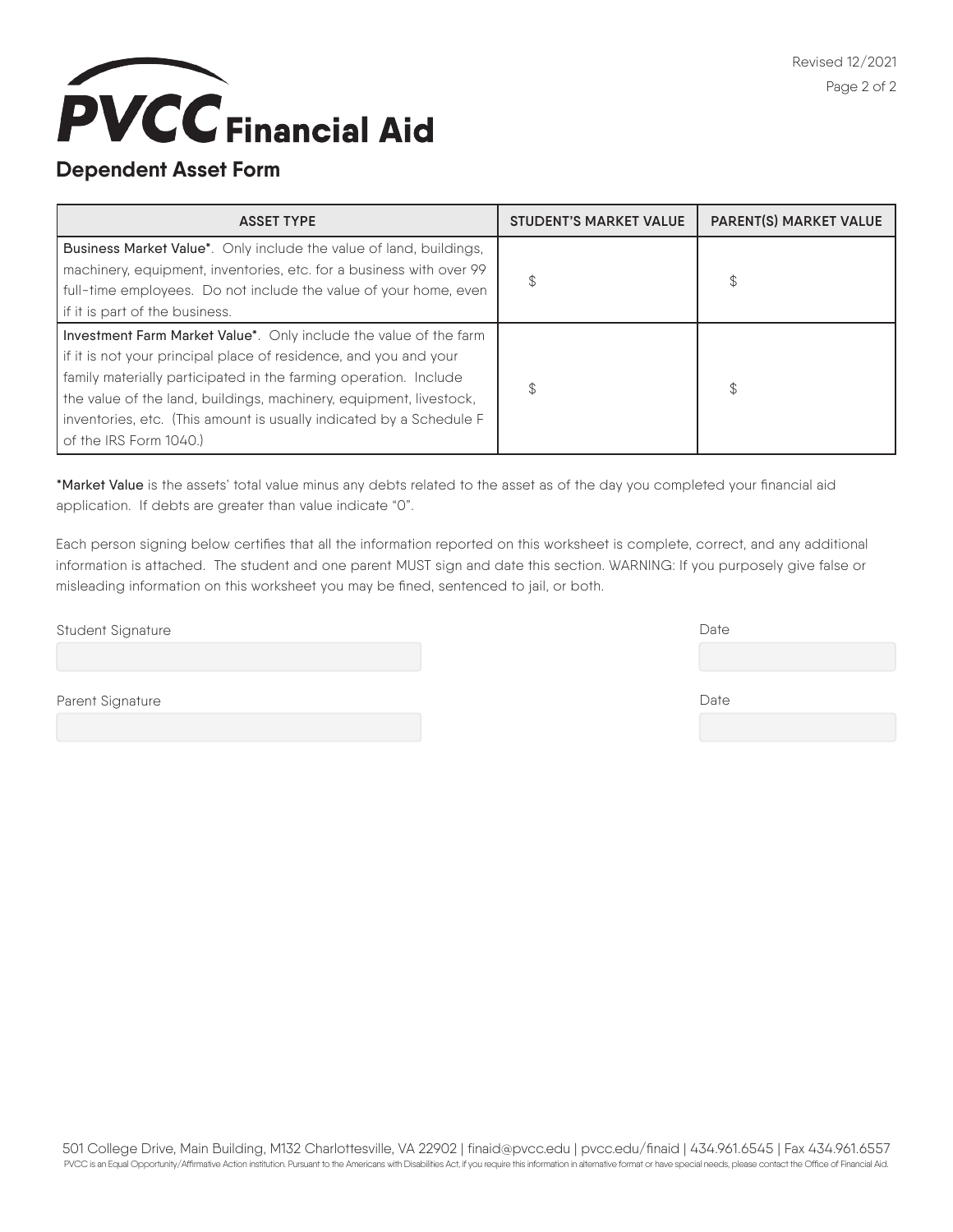# PVCC Financial Aid

## Dependent Asset Form

| ASSET TYPE | STUDENT'S MARKET VALUE | PARENT(S) MARKET VALUE |
|---|---|---|
| **Business Market Value***. Only include the value of land, buildings, machinery, equipment, inventories, etc. for a business with over 99 full-time employees. Do not include the value of your home, even if it is part of the business. | $ | $ |
| **Investment Farm Market Value***. Only include the value of the farm if it is not your principal place of residence, and you and your family materially participated in the farming operation. Include the value of the land, buildings, machinery, equipment, livestock, inventories, etc. (This amount is usually indicated by a Schedule F of the IRS Form 1040.) | $ | $ |

***Market Value** is the assets' total value minus any debts related to the asset as of the day you completed your financial aid application. If debts are greater than value indicate "0".

Each person signing below certifies that all the information reported on this worksheet is complete, correct, and any additional information is attached. The student and one parent MUST sign and date this section. WARNING: If you purposely give false or misleading information on this worksheet you may be fined, sentenced to jail, or both.

Student Signature

Date

Parent Signature

Date

501 College Drive, Main Building, M132 Charlottesville, VA 22902 | finaid@pvcc.edu | pvcc.edu/finaid | 434.961.6545 | Fax 434.961.6557

PVCC is an Equal Opportunity/Affirmative Action institution. Pursuant to the Americans with Disabilities Act, if you require this information in alternative format or have special needs, please contact the Office of Financial Aid.